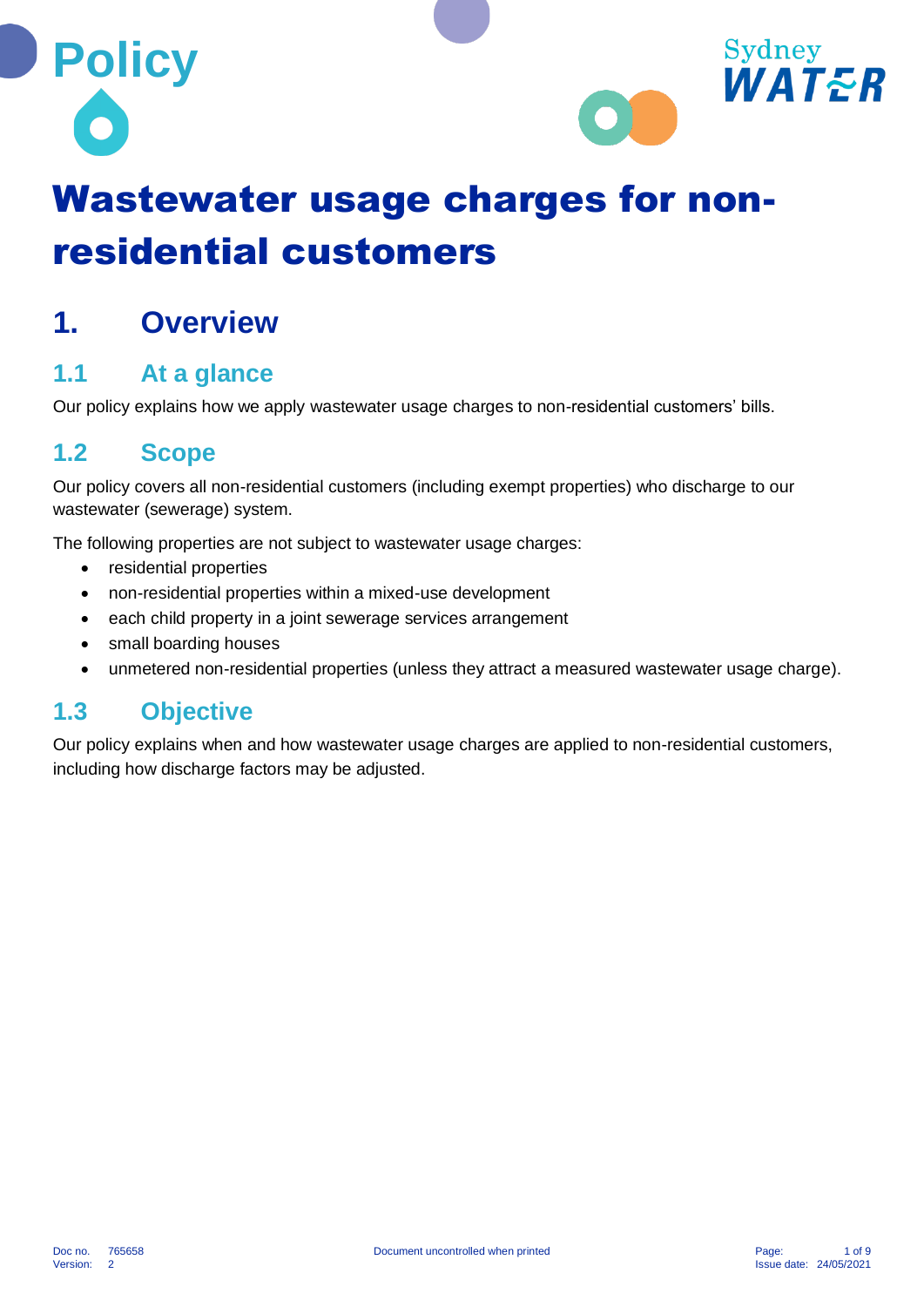Policy

# Wastewater usage charges for non-residential customers

## 1. Overview

### 1.1 At a glance

Our policy explains how we apply wastewater usage charges to non-residential customers' bills.

### 1.2 Scope

Our policy covers all non-residential customers (including exempt properties) who discharge to our wastewater (sewerage) system.

The following properties are not subject to wastewater usage charges:

- residential properties
- non-residential properties within a mixed-use development
- each child property in a joint sewerage services arrangement
- small boarding houses
- unmetered non-residential properties (unless they attract a measured wastewater usage charge).

### 1.3 Objective

Our policy explains when and how wastewater usage charges are applied to non-residential customers, including how discharge factors may be adjusted.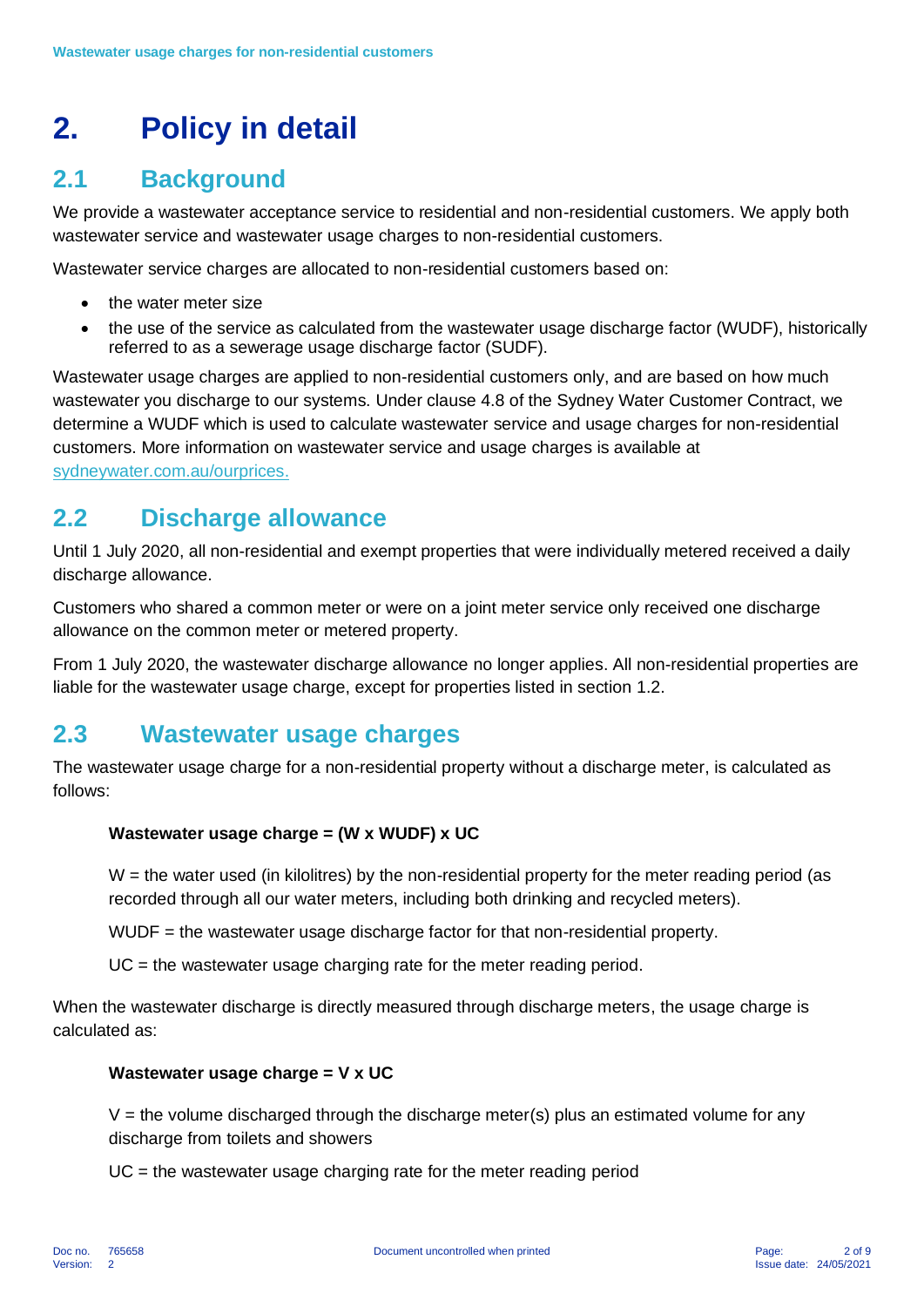# 2. Policy in detail

## 2.1 Background

We provide a wastewater acceptance service to residential and non-residential customers. We apply both wastewater service and wastewater usage charges to non-residential customers.

Wastewater service charges are allocated to non-residential customers based on:

- the water meter size
- the use of the service as calculated from the wastewater usage discharge factor (WUDF), historically referred to as a sewerage usage discharge factor (SUDF).

Wastewater usage charges are applied to non-residential customers only, and are based on how much wastewater you discharge to our systems. Under clause 4.8 of the Sydney Water Customer Contract, we determine a WUDF which is used to calculate wastewater service and usage charges for non-residential customers. More information on wastewater service and usage charges is available at sydneywater.com.au/ourprices.

## 2.2 Discharge allowance

Until 1 July 2020, all non-residential and exempt properties that were individually metered received a daily discharge allowance.

Customers who shared a common meter or were on a joint meter service only received one discharge allowance on the common meter or metered property.

From 1 July 2020, the wastewater discharge allowance no longer applies. All non-residential properties are liable for the wastewater usage charge, except for properties listed in section 1.2.

## 2.3 Wastewater usage charges

The wastewater usage charge for a non-residential property without a discharge meter, is calculated as follows:

**Wastewater usage charge = (W x WUDF) x UC**

W = the water used (in kilolitres) by the non-residential property for the meter reading period (as recorded through all our water meters, including both drinking and recycled meters).

WUDF = the wastewater usage discharge factor for that non-residential property.

UC = the wastewater usage charging rate for the meter reading period.

When the wastewater discharge is directly measured through discharge meters, the usage charge is calculated as:

**Wastewater usage charge = V x UC**

V = the volume discharged through the discharge meter(s) plus an estimated volume for any discharge from toilets and showers

UC = the wastewater usage charging rate for the meter reading period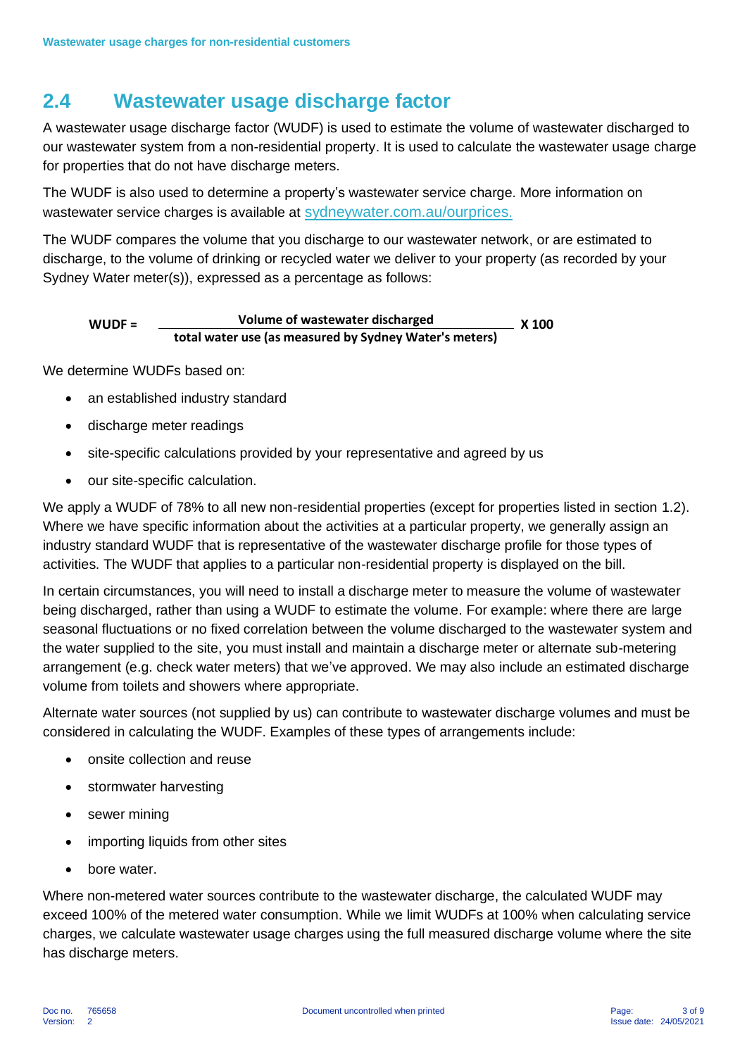## 2.4 Wastewater usage discharge factor

A wastewater usage discharge factor (WUDF) is used to estimate the volume of wastewater discharged to our wastewater system from a non-residential property. It is used to calculate the wastewater usage charge for properties that do not have discharge meters.

The WUDF is also used to determine a property's wastewater service charge. More information on wastewater service charges is available at sydneywater.com.au/ourprices.

The WUDF compares the volume that you discharge to our wastewater network, or are estimated to discharge, to the volume of drinking or recycled water we deliver to your property (as recorded by your Sydney Water meter(s)), expressed as a percentage as follows:

$$\textbf{WUDF} = \frac{\textbf{Volume of wastewater discharged}}{\textbf{total water use (as measured by Sydney Water's meters)}} \textbf{ X 100}$$

We determine WUDFs based on:

- an established industry standard
- discharge meter readings
- site-specific calculations provided by your representative and agreed by us
- our site-specific calculation.

We apply a WUDF of 78% to all new non-residential properties (except for properties listed in section 1.2). Where we have specific information about the activities at a particular property, we generally assign an industry standard WUDF that is representative of the wastewater discharge profile for those types of activities. The WUDF that applies to a particular non-residential property is displayed on the bill.

In certain circumstances, you will need to install a discharge meter to measure the volume of wastewater being discharged, rather than using a WUDF to estimate the volume. For example: where there are large seasonal fluctuations or no fixed correlation between the volume discharged to the wastewater system and the water supplied to the site, you must install and maintain a discharge meter or alternate sub-metering arrangement (e.g. check water meters) that we've approved. We may also include an estimated discharge volume from toilets and showers where appropriate.

Alternate water sources (not supplied by us) can contribute to wastewater discharge volumes and must be considered in calculating the WUDF. Examples of these types of arrangements include:

- onsite collection and reuse
- stormwater harvesting
- sewer mining
- importing liquids from other sites
- bore water.

Where non-metered water sources contribute to the wastewater discharge, the calculated WUDF may exceed 100% of the metered water consumption. While we limit WUDFs at 100% when calculating service charges, we calculate wastewater usage charges using the full measured discharge volume where the site has discharge meters.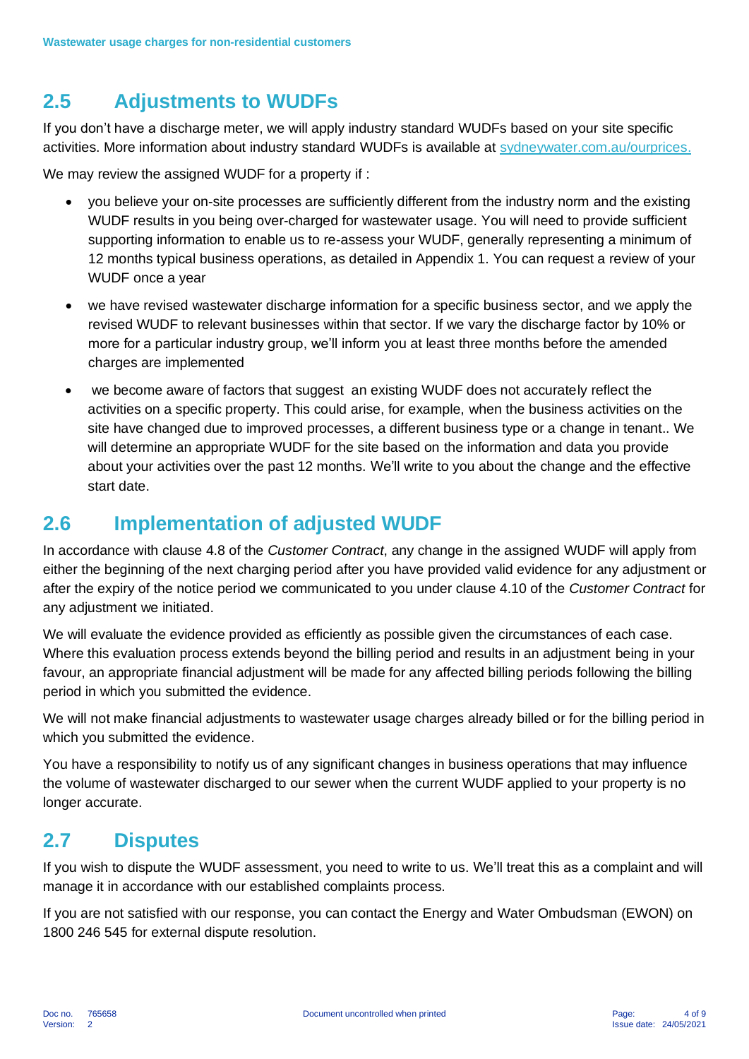## 2.5 Adjustments to WUDFs

If you don't have a discharge meter, we will apply industry standard WUDFs based on your site specific activities. More information about industry standard WUDFs is available at [sydneywater.com.au/ourprices.](sydneywater.com.au/ourprices)

We may review the assigned WUDF for a property if :

- you believe your on-site processes are sufficiently different from the industry norm and the existing WUDF results in you being over-charged for wastewater usage. You will need to provide sufficient supporting information to enable us to re-assess your WUDF, generally representing a minimum of 12 months typical business operations, as detailed in Appendix 1. You can request a review of your WUDF once a year
- we have revised wastewater discharge information for a specific business sector, and we apply the revised WUDF to relevant businesses within that sector. If we vary the discharge factor by 10% or more for a particular industry group, we'll inform you at least three months before the amended charges are implemented
- we become aware of factors that suggest an existing WUDF does not accurately reflect the activities on a specific property. This could arise, for example, when the business activities on the site have changed due to improved processes, a different business type or a change in tenant.. We will determine an appropriate WUDF for the site based on the information and data you provide about your activities over the past 12 months. We'll write to you about the change and the effective start date.

## 2.6 Implementation of adjusted WUDF

In accordance with clause 4.8 of the *Customer Contract*, any change in the assigned WUDF will apply from either the beginning of the next charging period after you have provided valid evidence for any adjustment or after the expiry of the notice period we communicated to you under clause 4.10 of the *Customer Contract* for any adjustment we initiated.

We will evaluate the evidence provided as efficiently as possible given the circumstances of each case. Where this evaluation process extends beyond the billing period and results in an adjustment being in your favour, an appropriate financial adjustment will be made for any affected billing periods following the billing period in which you submitted the evidence.

We will not make financial adjustments to wastewater usage charges already billed or for the billing period in which you submitted the evidence.

You have a responsibility to notify us of any significant changes in business operations that may influence the volume of wastewater discharged to our sewer when the current WUDF applied to your property is no longer accurate.

## 2.7 Disputes

If you wish to dispute the WUDF assessment, you need to write to us. We'll treat this as a complaint and will manage it in accordance with our established complaints process.

If you are not satisfied with our response, you can contact the Energy and Water Ombudsman (EWON) on 1800 246 545 for external dispute resolution.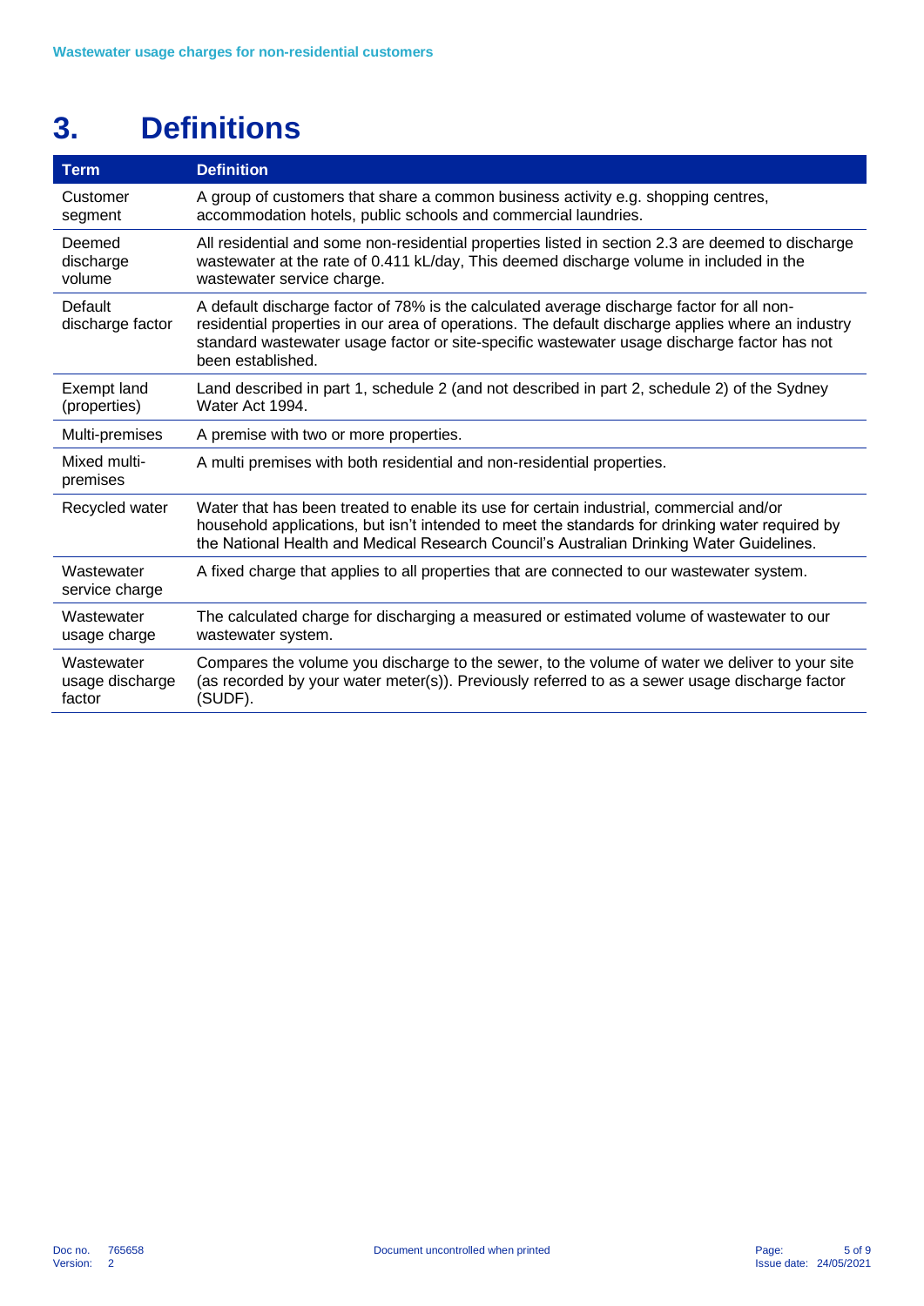# 3. Definitions

| Term | Definition |
|---|---|
| Customer segment | A group of customers that share a common business activity e.g. shopping centres, accommodation hotels, public schools and commercial laundries. |
| Deemed discharge volume | All residential and some non-residential properties listed in section 2.3 are deemed to discharge wastewater at the rate of 0.411 kL/day, This deemed discharge volume in included in the wastewater service charge. |
| Default discharge factor | A default discharge factor of 78% is the calculated average discharge factor for all non-residential properties in our area of operations. The default discharge applies where an industry standard wastewater usage factor or site-specific wastewater usage discharge factor has not been established. |
| Exempt land (properties) | Land described in part 1, schedule 2 (and not described in part 2, schedule 2) of the Sydney Water Act 1994. |
| Multi-premises | A premise with two or more properties. |
| Mixed multi-premises | A multi premises with both residential and non-residential properties. |
| Recycled water | Water that has been treated to enable its use for certain industrial, commercial and/or household applications, but isn't intended to meet the standards for drinking water required by the National Health and Medical Research Council's Australian Drinking Water Guidelines. |
| Wastewater service charge | A fixed charge that applies to all properties that are connected to our wastewater system. |
| Wastewater usage charge | The calculated charge for discharging a measured or estimated volume of wastewater to our wastewater system. |
| Wastewater usage discharge factor | Compares the volume you discharge to the sewer, to the volume of water we deliver to your site (as recorded by your water meter(s)). Previously referred to as a sewer usage discharge factor (SUDF). |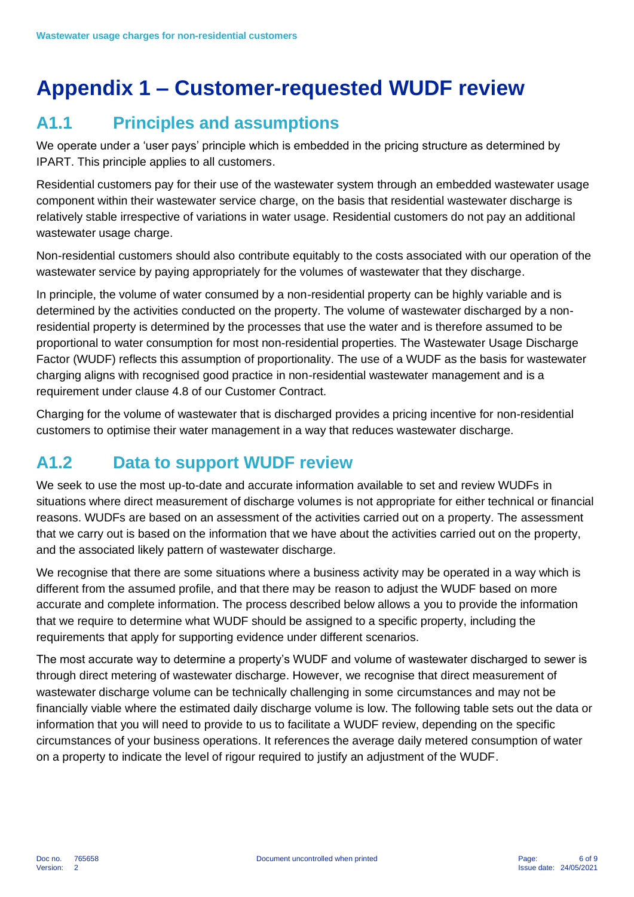# Appendix 1 – Customer-requested WUDF review

## A1.1 Principles and assumptions

We operate under a 'user pays' principle which is embedded in the pricing structure as determined by IPART. This principle applies to all customers.

Residential customers pay for their use of the wastewater system through an embedded wastewater usage component within their wastewater service charge, on the basis that residential wastewater discharge is relatively stable irrespective of variations in water usage. Residential customers do not pay an additional wastewater usage charge.

Non-residential customers should also contribute equitably to the costs associated with our operation of the wastewater service by paying appropriately for the volumes of wastewater that they discharge.

In principle, the volume of water consumed by a non-residential property can be highly variable and is determined by the activities conducted on the property. The volume of wastewater discharged by a non-residential property is determined by the processes that use the water and is therefore assumed to be proportional to water consumption for most non-residential properties. The Wastewater Usage Discharge Factor (WUDF) reflects this assumption of proportionality. The use of a WUDF as the basis for wastewater charging aligns with recognised good practice in non-residential wastewater management and is a requirement under clause 4.8 of our Customer Contract.

Charging for the volume of wastewater that is discharged provides a pricing incentive for non-residential customers to optimise their water management in a way that reduces wastewater discharge.

## A1.2 Data to support WUDF review

We seek to use the most up-to-date and accurate information available to set and review WUDFs in situations where direct measurement of discharge volumes is not appropriate for either technical or financial reasons. WUDFs are based on an assessment of the activities carried out on a property. The assessment that we carry out is based on the information that we have about the activities carried out on the property, and the associated likely pattern of wastewater discharge.

We recognise that there are some situations where a business activity may be operated in a way which is different from the assumed profile, and that there may be reason to adjust the WUDF based on more accurate and complete information. The process described below allows a you to provide the information that we require to determine what WUDF should be assigned to a specific property, including the requirements that apply for supporting evidence under different scenarios.

The most accurate way to determine a property's WUDF and volume of wastewater discharged to sewer is through direct metering of wastewater discharge. However, we recognise that direct measurement of wastewater discharge volume can be technically challenging in some circumstances and may not be financially viable where the estimated daily discharge volume is low. The following table sets out the data or information that you will need to provide to us to facilitate a WUDF review, depending on the specific circumstances of your business operations. It references the average daily metered consumption of water on a property to indicate the level of rigour required to justify an adjustment of the WUDF.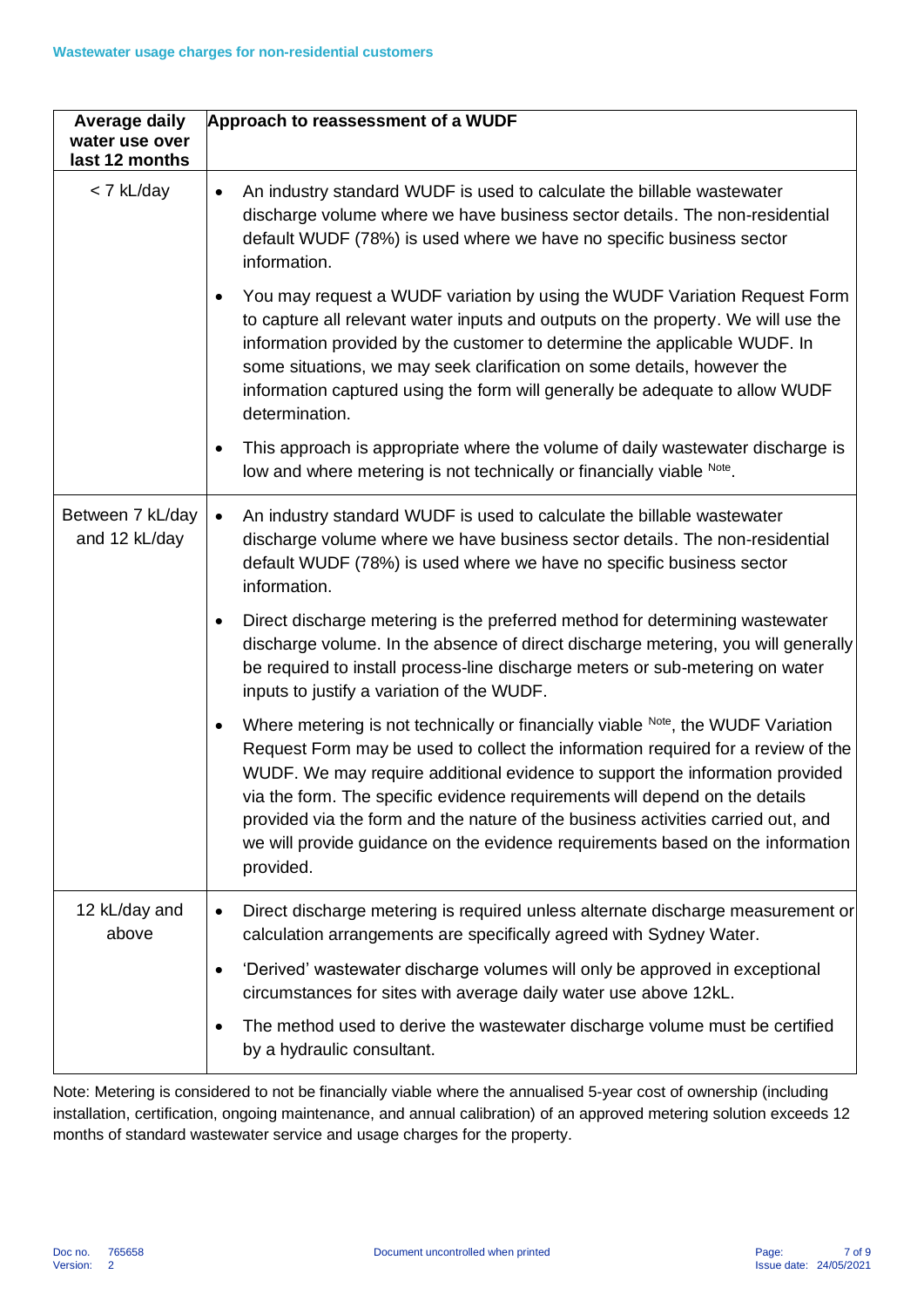| Average daily water use over last 12 months | Approach to reassessment of a WUDF |
|---|---|
| < 7 kL/day | • An industry standard WUDF is used to calculate the billable wastewater discharge volume where we have business sector details. The non-residential default WUDF (78%) is used where we have no specific business sector information.<br><br>• You may request a WUDF variation by using the WUDF Variation Request Form to capture all relevant water inputs and outputs on the property. We will use the information provided by the customer to determine the applicable WUDF. In some situations, we may seek clarification on some details, however the information captured using the form will generally be adequate to allow WUDF determination.<br><br>• This approach is appropriate where the volume of daily wastewater discharge is low and where metering is not technically or financially viable [Note]. |
| Between 7 kL/day and 12 kL/day | • An industry standard WUDF is used to calculate the billable wastewater discharge volume where we have business sector details. The non-residential default WUDF (78%) is used where we have no specific business sector information.<br><br>• Direct discharge metering is the preferred method for determining wastewater discharge volume. In the absence of direct discharge metering, you will generally be required to install process-line discharge meters or sub-metering on water inputs to justify a variation of the WUDF.<br><br>• Where metering is not technically or financially viable [Note], the WUDF Variation Request Form may be used to collect the information required for a review of the WUDF. We may require additional evidence to support the information provided via the form. The specific evidence requirements will depend on the details provided via the form and the nature of the business activities carried out, and we will provide guidance on the evidence requirements based on the information provided. |
| 12 kL/day and above | • Direct discharge metering is required unless alternate discharge measurement or calculation arrangements are specifically agreed with Sydney Water.<br><br>• 'Derived' wastewater discharge volumes will only be approved in exceptional circumstances for sites with average daily water use above 12kL.<br><br>• The method used to derive the wastewater discharge volume must be certified by a hydraulic consultant. |

Note: Metering is considered to not be financially viable where the annualised 5-year cost of ownership (including installation, certification, ongoing maintenance, and annual calibration) of an approved metering solution exceeds 12 months of standard wastewater service and usage charges for the property.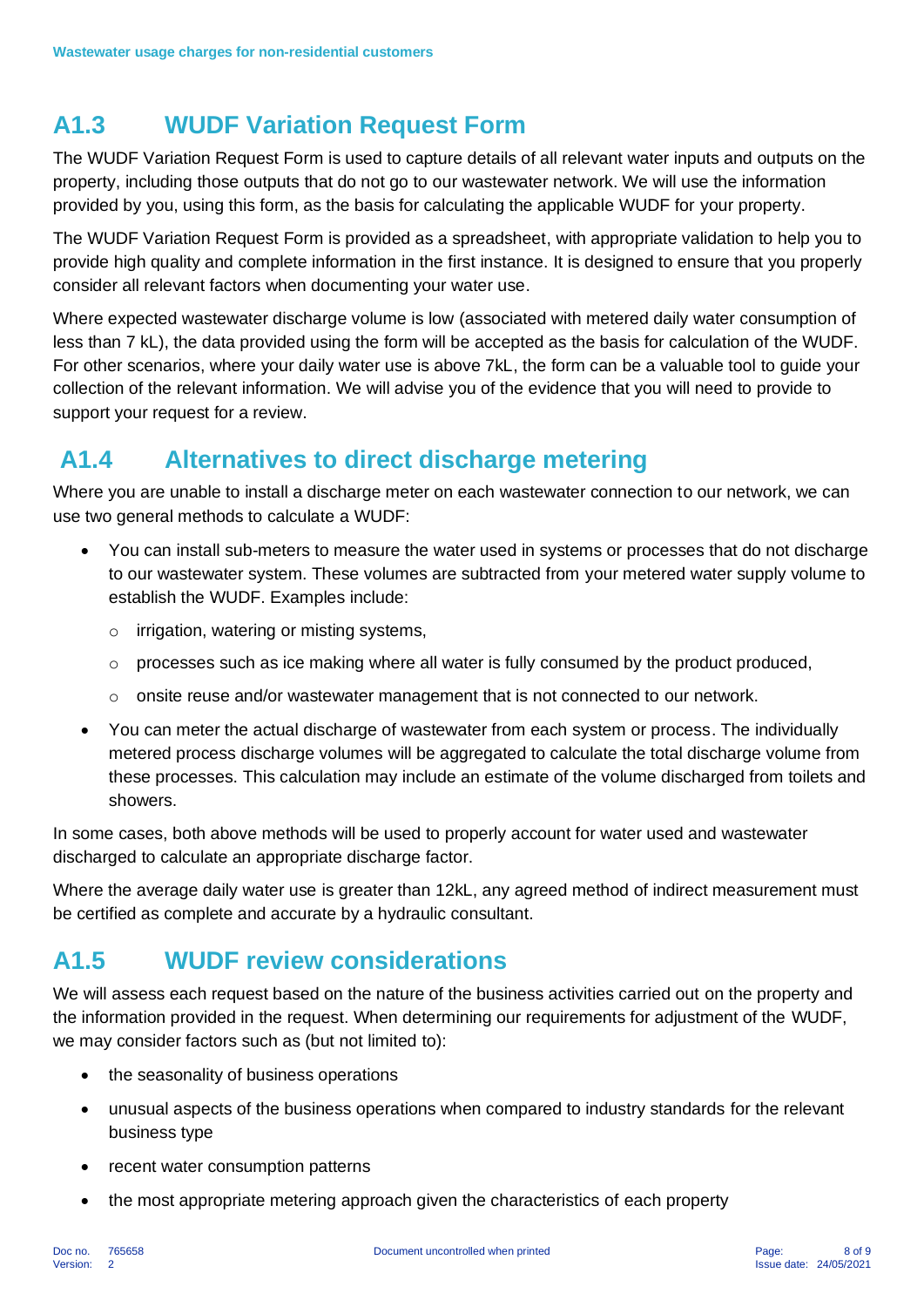## A1.3 WUDF Variation Request Form

The WUDF Variation Request Form is used to capture details of all relevant water inputs and outputs on the property, including those outputs that do not go to our wastewater network. We will use the information provided by you, using this form, as the basis for calculating the applicable WUDF for your property.

The WUDF Variation Request Form is provided as a spreadsheet, with appropriate validation to help you to provide high quality and complete information in the first instance. It is designed to ensure that you properly consider all relevant factors when documenting your water use.

Where expected wastewater discharge volume is low (associated with metered daily water consumption of less than 7 kL), the data provided using the form will be accepted as the basis for calculation of the WUDF. For other scenarios, where your daily water use is above 7kL, the form can be a valuable tool to guide your collection of the relevant information. We will advise you of the evidence that you will need to provide to support your request for a review.

## A1.4 Alternatives to direct discharge metering

Where you are unable to install a discharge meter on each wastewater connection to our network, we can use two general methods to calculate a WUDF:

- You can install sub-meters to measure the water used in systems or processes that do not discharge to our wastewater system. These volumes are subtracted from your metered water supply volume to establish the WUDF. Examples include:
  - irrigation, watering or misting systems,
  - processes such as ice making where all water is fully consumed by the product produced,
  - onsite reuse and/or wastewater management that is not connected to our network.
- You can meter the actual discharge of wastewater from each system or process. The individually metered process discharge volumes will be aggregated to calculate the total discharge volume from these processes. This calculation may include an estimate of the volume discharged from toilets and showers.

In some cases, both above methods will be used to properly account for water used and wastewater discharged to calculate an appropriate discharge factor.

Where the average daily water use is greater than 12kL, any agreed method of indirect measurement must be certified as complete and accurate by a hydraulic consultant.

## A1.5 WUDF review considerations

We will assess each request based on the nature of the business activities carried out on the property and the information provided in the request. When determining our requirements for adjustment of the WUDF, we may consider factors such as (but not limited to):

- the seasonality of business operations
- unusual aspects of the business operations when compared to industry standards for the relevant business type
- recent water consumption patterns
- the most appropriate metering approach given the characteristics of each property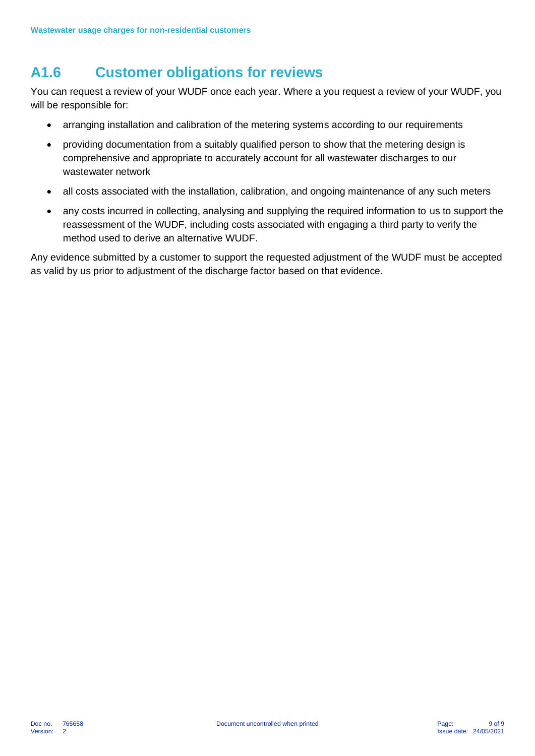## A1.6 Customer obligations for reviews

You can request a review of your WUDF once each year. Where a you request a review of your WUDF, you will be responsible for:

- arranging installation and calibration of the metering systems according to our requirements
- providing documentation from a suitably qualified person to show that the metering design is comprehensive and appropriate to accurately account for all wastewater discharges to our wastewater network
- all costs associated with the installation, calibration, and ongoing maintenance of any such meters
- any costs incurred in collecting, analysing and supplying the required information to us to support the reassessment of the WUDF, including costs associated with engaging a third party to verify the method used to derive an alternative WUDF.

Any evidence submitted by a customer to support the requested adjustment of the WUDF must be accepted as valid by us prior to adjustment of the discharge factor based on that evidence.